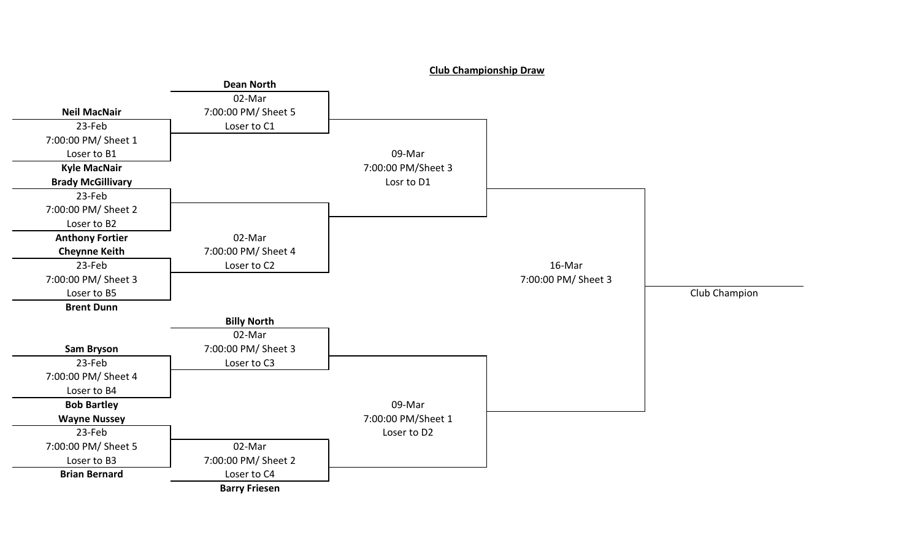# Club Championship Draw

## Round 1 — 23-Feb

| Game | Team 1 | Team 2 | Time / Sheet | Loser |
|---|---|---|---|---|
| 1 | **Neil MacNair** | **Kyle MacNair** | 7:00:00 PM/ Sheet 1 | Loser to B1 |
| 2 | **Brady McGillivary** | **Anthony Fortier** | 7:00:00 PM/ Sheet 2 | Loser to B2 |
| 3 | **Cheynne Keith** | **Brent Dunn** | 7:00:00 PM/ Sheet 3 | Loser to B5 |
| 4 | **Sam Bryson** | **Bob Bartley** | 7:00:00 PM/ Sheet 4 | Loser to B4 |
| 5 | **Wayne Nussey** | **Brian Bernard** | 7:00:00 PM/ Sheet 5 | Loser to B3 |

## Round 2 — 02-Mar

| Game | Team 1 | Team 2 | Time / Sheet | Loser |
|---|---|---|---|---|
| 1 | **Dean North** | Winner of Game 1 (Neil MacNair / Kyle MacNair) | 7:00:00 PM/ Sheet 5 | Loser to C1 |
| 2 | Winner of Game 2 (Brady McGillivary / Anthony Fortier) | Winner of Game 3 (Cheynne Keith / Brent Dunn) | 7:00:00 PM/ Sheet 4 | Loser to C2 |
| 3 | **Billy North** | Winner of Game 4 (Sam Bryson / Bob Bartley) | 7:00:00 PM/ Sheet 3 | Loser to C3 |
| 4 | Winner of Game 5 (Wayne Nussey / Brian Bernard) | **Barry Friesen** | 7:00:00 PM/ Sheet 2 | Loser to C4 |

## Semifinals — 09-Mar

| Game | Matchup | Time / Sheet | Loser |
|---|---|---|---|
| 1 | Winner of Sheet 5 game vs. Winner of Sheet 4 game | 7:00:00 PM/Sheet 3 | Losr to D1 |
| 2 | Winner of Sheet 3 game vs. Winner of Sheet 2 game | 7:00:00 PM/Sheet 1 | Loser to D2 |

## Final — 16-Mar

7:00:00 PM/ Sheet 3

Club Champion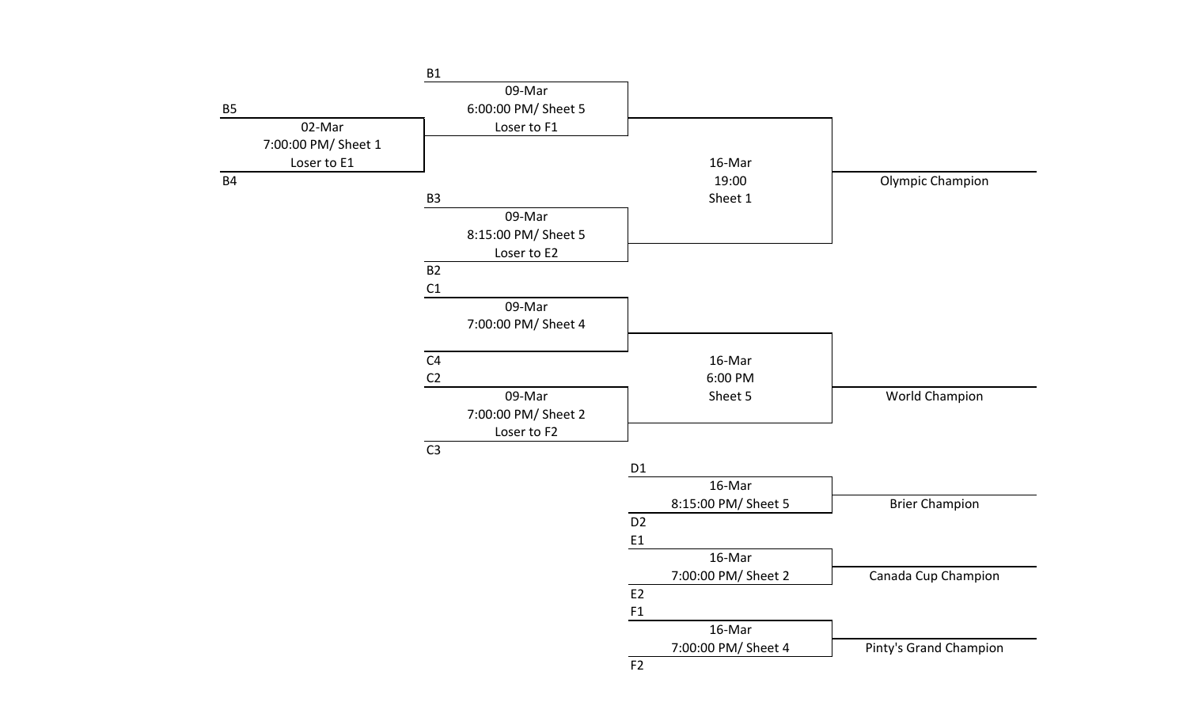B5

02-Mar
7:00:00 PM/ Sheet 1
Loser to E1

B4

B1

09-Mar
6:00:00 PM/ Sheet 5
Loser to F1

B3

09-Mar
8:15:00 PM/ Sheet 5
Loser to E2

B2

16-Mar
19:00
Sheet 1

Olympic Champion

C1

09-Mar
7:00:00 PM/ Sheet 4

C4

C2

09-Mar
7:00:00 PM/ Sheet 2
Loser to F2

C3

16-Mar
6:00 PM
Sheet 5

World Champion

D1

16-Mar
8:15:00 PM/ Sheet 5

D2

Brier Champion

E1

16-Mar
7:00:00 PM/ Sheet 2

E2

Canada Cup Champion

F1

16-Mar
7:00:00 PM/ Sheet 4

F2

Pinty's Grand Champion